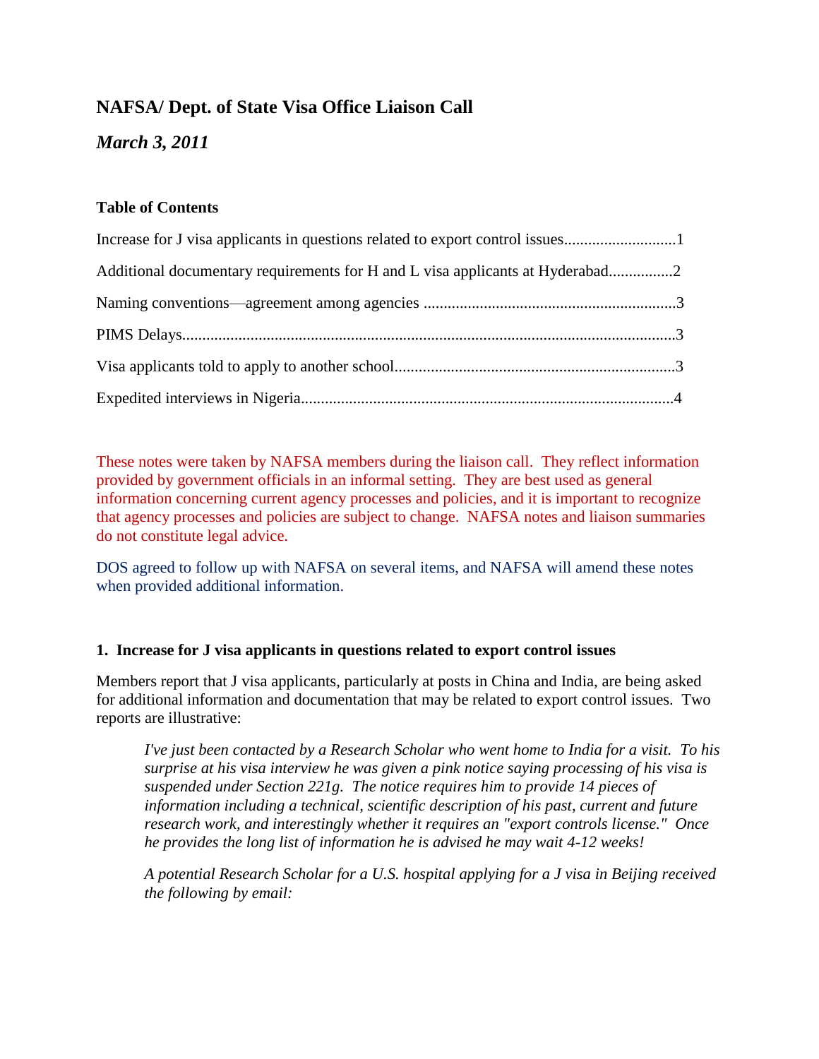# NAFSA/ Dept. of State Visa Office Liaison Call

## *March 3, 2011*

### Table of Contents

Increase for J visa applicants in questions related to export control issues............................1

Additional documentary requirements for H and L visa applicants at Hyderabad................2

Naming conventions—agreement among agencies ...............................................................3

PIMS Delays...........................................................................................................................3

Visa applicants told to apply to another school......................................................................3

Expedited interviews in Nigeria.............................................................................................4

These notes were taken by NAFSA members during the liaison call. They reflect information provided by government officials in an informal setting. They are best used as general information concerning current agency processes and policies, and it is important to recognize that agency processes and policies are subject to change. NAFSA notes and liaison summaries do not constitute legal advice.

DOS agreed to follow up with NAFSA on several items, and NAFSA will amend these notes when provided additional information.

### 1. Increase for J visa applicants in questions related to export control issues

Members report that J visa applicants, particularly at posts in China and India, are being asked for additional information and documentation that may be related to export control issues. Two reports are illustrative:

> *I've just been contacted by a Research Scholar who went home to India for a visit. To his surprise at his visa interview he was given a pink notice saying processing of his visa is suspended under Section 221g. The notice requires him to provide 14 pieces of information including a technical, scientific description of his past, current and future research work, and interestingly whether it requires an "export controls license." Once he provides the long list of information he is advised he may wait 4-12 weeks!*

> *A potential Research Scholar for a U.S. hospital applying for a J visa in Beijing received the following by email:*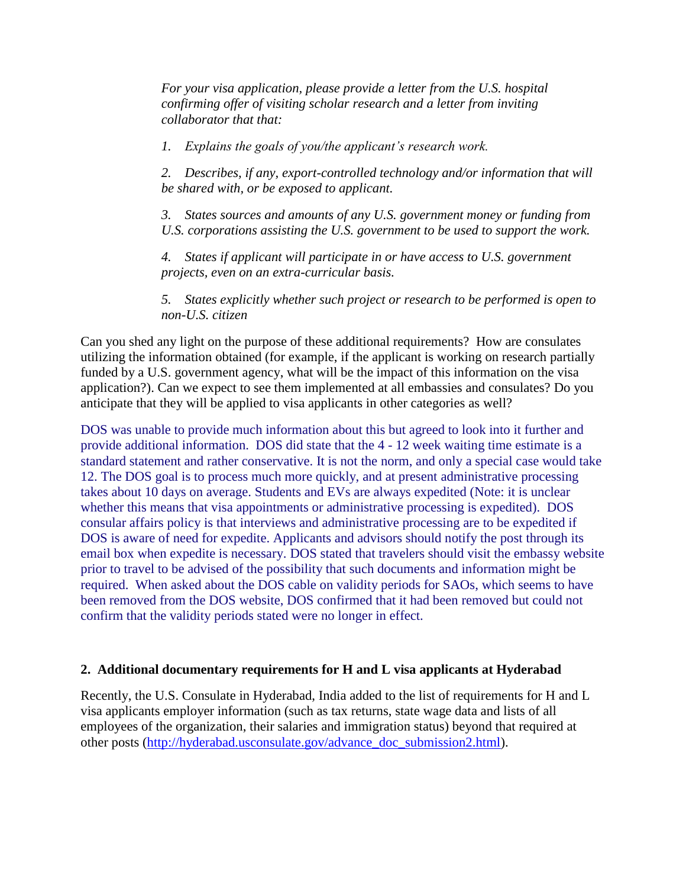*For your visa application, please provide a letter from the U.S. hospital confirming offer of visiting scholar research and a letter from inviting collaborator that that:*

*1. Explains the goals of you/the applicant's research work.*

*2. Describes, if any, export-controlled technology and/or information that will be shared with, or be exposed to applicant.*

*3. States sources and amounts of any U.S. government money or funding from U.S. corporations assisting the U.S. government to be used to support the work.*

*4. States if applicant will participate in or have access to U.S. government projects, even on an extra-curricular basis.*

*5. States explicitly whether such project or research to be performed is open to non-U.S. citizen*

Can you shed any light on the purpose of these additional requirements? How are consulates utilizing the information obtained (for example, if the applicant is working on research partially funded by a U.S. government agency, what will be the impact of this information on the visa application?). Can we expect to see them implemented at all embassies and consulates? Do you anticipate that they will be applied to visa applicants in other categories as well?

DOS was unable to provide much information about this but agreed to look into it further and provide additional information. DOS did state that the 4 - 12 week waiting time estimate is a standard statement and rather conservative. It is not the norm, and only a special case would take 12. The DOS goal is to process much more quickly, and at present administrative processing takes about 10 days on average. Students and EVs are always expedited (Note: it is unclear whether this means that visa appointments or administrative processing is expedited). DOS consular affairs policy is that interviews and administrative processing are to be expedited if DOS is aware of need for expedite. Applicants and advisors should notify the post through its email box when expedite is necessary. DOS stated that travelers should visit the embassy website prior to travel to be advised of the possibility that such documents and information might be required. When asked about the DOS cable on validity periods for SAOs, which seems to have been removed from the DOS website, DOS confirmed that it had been removed but could not confirm that the validity periods stated were no longer in effect.

**2. Additional documentary requirements for H and L visa applicants at Hyderabad**

Recently, the U.S. Consulate in Hyderabad, India added to the list of requirements for H and L visa applicants employer information (such as tax returns, state wage data and lists of all employees of the organization, their salaries and immigration status) beyond that required at other posts (http://hyderabad.usconsulate.gov/advance_doc_submission2.html).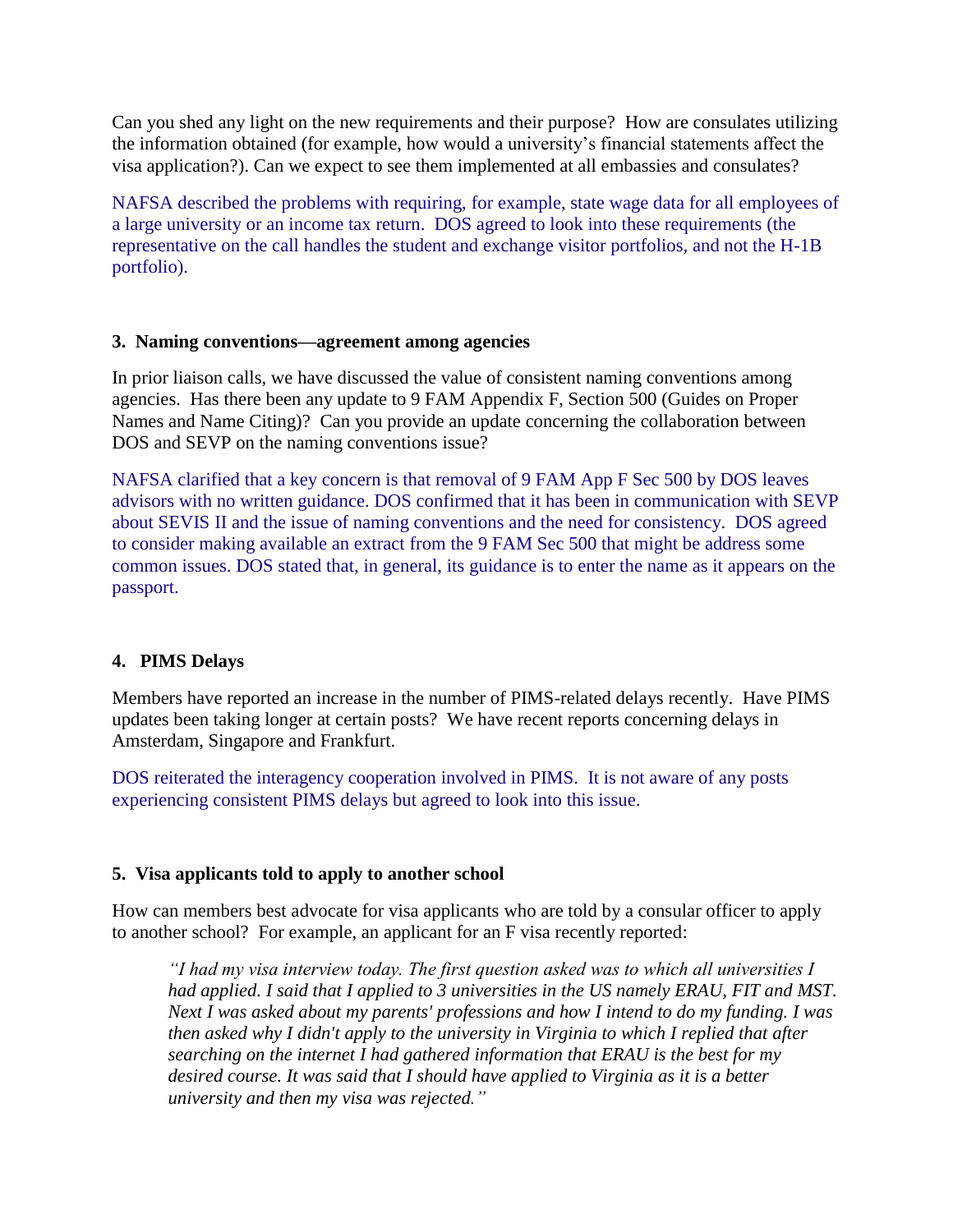Can you shed any light on the new requirements and their purpose? How are consulates utilizing the information obtained (for example, how would a university's financial statements affect the visa application?). Can we expect to see them implemented at all embassies and consulates?

NAFSA described the problems with requiring, for example, state wage data for all employees of a large university or an income tax return. DOS agreed to look into these requirements (the representative on the call handles the student and exchange visitor portfolios, and not the H-1B portfolio).

### 3. Naming conventions—agreement among agencies

In prior liaison calls, we have discussed the value of consistent naming conventions among agencies. Has there been any update to 9 FAM Appendix F, Section 500 (Guides on Proper Names and Name Citing)? Can you provide an update concerning the collaboration between DOS and SEVP on the naming conventions issue?

NAFSA clarified that a key concern is that removal of 9 FAM App F Sec 500 by DOS leaves advisors with no written guidance. DOS confirmed that it has been in communication with SEVP about SEVIS II and the issue of naming conventions and the need for consistency. DOS agreed to consider making available an extract from the 9 FAM Sec 500 that might be address some common issues. DOS stated that, in general, its guidance is to enter the name as it appears on the passport.

### 4. PIMS Delays

Members have reported an increase in the number of PIMS-related delays recently. Have PIMS updates been taking longer at certain posts? We have recent reports concerning delays in Amsterdam, Singapore and Frankfurt.

DOS reiterated the interagency cooperation involved in PIMS. It is not aware of any posts experiencing consistent PIMS delays but agreed to look into this issue.

### 5. Visa applicants told to apply to another school

How can members best advocate for visa applicants who are told by a consular officer to apply to another school? For example, an applicant for an F visa recently reported:

> *"I had my visa interview today. The first question asked was to which all universities I had applied. I said that I applied to 3 universities in the US namely ERAU, FIT and MST. Next I was asked about my parents' professions and how I intend to do my funding. I was then asked why I didn't apply to the university in Virginia to which I replied that after searching on the internet I had gathered information that ERAU is the best for my desired course. It was said that I should have applied to Virginia as it is a better university and then my visa was rejected."*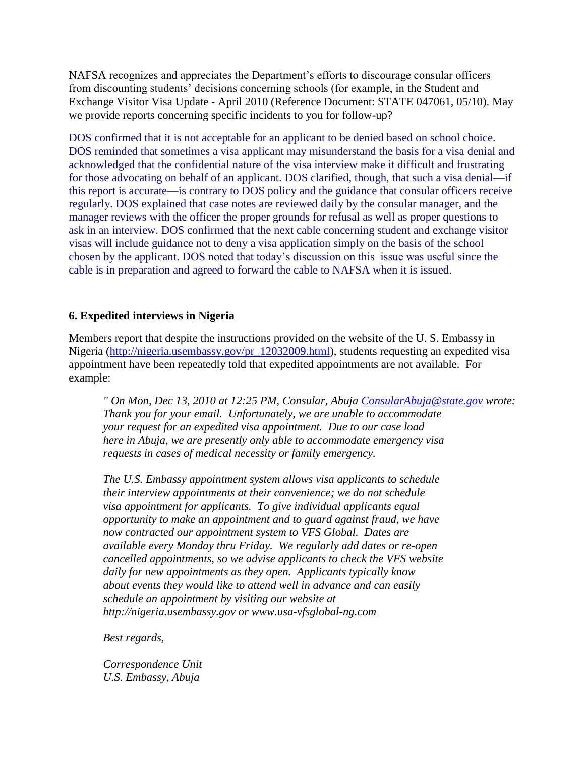NAFSA recognizes and appreciates the Department's efforts to discourage consular officers from discounting students' decisions concerning schools (for example, in the Student and Exchange Visitor Visa Update - April 2010 (Reference Document: STATE 047061, 05/10). May we provide reports concerning specific incidents to you for follow-up?

DOS confirmed that it is not acceptable for an applicant to be denied based on school choice. DOS reminded that sometimes a visa applicant may misunderstand the basis for a visa denial and acknowledged that the confidential nature of the visa interview make it difficult and frustrating for those advocating on behalf of an applicant. DOS clarified, though, that such a visa denial—if this report is accurate—is contrary to DOS policy and the guidance that consular officers receive regularly. DOS explained that case notes are reviewed daily by the consular manager, and the manager reviews with the officer the proper grounds for refusal as well as proper questions to ask in an interview. DOS confirmed that the next cable concerning student and exchange visitor visas will include guidance not to deny a visa application simply on the basis of the school chosen by the applicant. DOS noted that today's discussion on this issue was useful since the cable is in preparation and agreed to forward the cable to NAFSA when it is issued.

### 6. Expedited interviews in Nigeria

Members report that despite the instructions provided on the website of the U. S. Embassy in Nigeria (http://nigeria.usembassy.gov/pr_12032009.html), students requesting an expedited visa appointment have been repeatedly told that expedited appointments are not available. For example:

> *" On Mon, Dec 13, 2010 at 12:25 PM, Consular, Abuja ConsularAbuja@state.gov wrote: Thank you for your email. Unfortunately, we are unable to accommodate your request for an expedited visa appointment. Due to our case load here in Abuja, we are presently only able to accommodate emergency visa requests in cases of medical necessity or family emergency.*
>
> *The U.S. Embassy appointment system allows visa applicants to schedule their interview appointments at their convenience; we do not schedule visa appointment for applicants. To give individual applicants equal opportunity to make an appointment and to guard against fraud, we have now contracted our appointment system to VFS Global. Dates are available every Monday thru Friday. We regularly add dates or re-open cancelled appointments, so we advise applicants to check the VFS website daily for new appointments as they open. Applicants typically know about events they would like to attend well in advance and can easily schedule an appointment by visiting our website at http://nigeria.usembassy.gov or www.usa-vfsglobal-ng.com*
>
> *Best regards,*
>
> *Correspondence Unit*
> *U.S. Embassy, Abuja*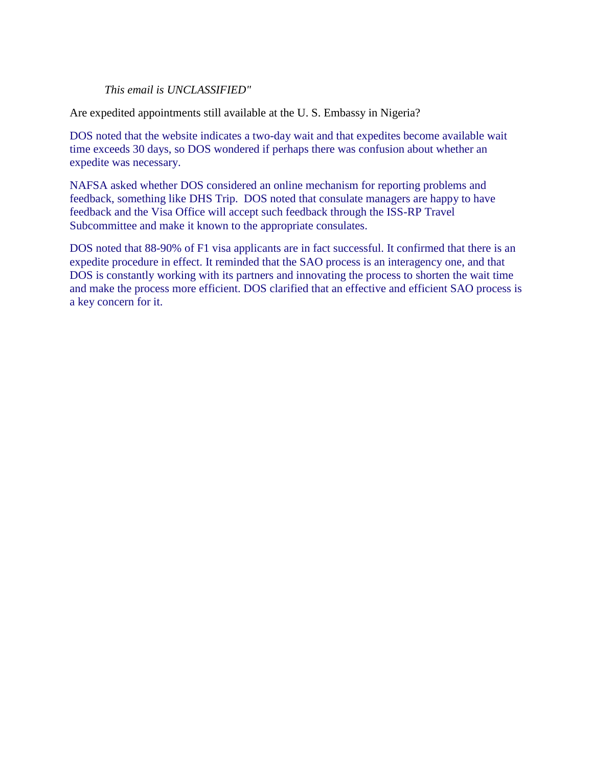*This email is UNCLASSIFIED"*

Are expedited appointments still available at the U. S. Embassy in Nigeria?

DOS noted that the website indicates a two-day wait and that expedites become available wait time exceeds 30 days, so DOS wondered if perhaps there was confusion about whether an expedite was necessary.

NAFSA asked whether DOS considered an online mechanism for reporting problems and feedback, something like DHS Trip. DOS noted that consulate managers are happy to have feedback and the Visa Office will accept such feedback through the ISS-RP Travel Subcommittee and make it known to the appropriate consulates.

DOS noted that 88-90% of F1 visa applicants are in fact successful. It confirmed that there is an expedite procedure in effect. It reminded that the SAO process is an interagency one, and that DOS is constantly working with its partners and innovating the process to shorten the wait time and make the process more efficient. DOS clarified that an effective and efficient SAO process is a key concern for it.